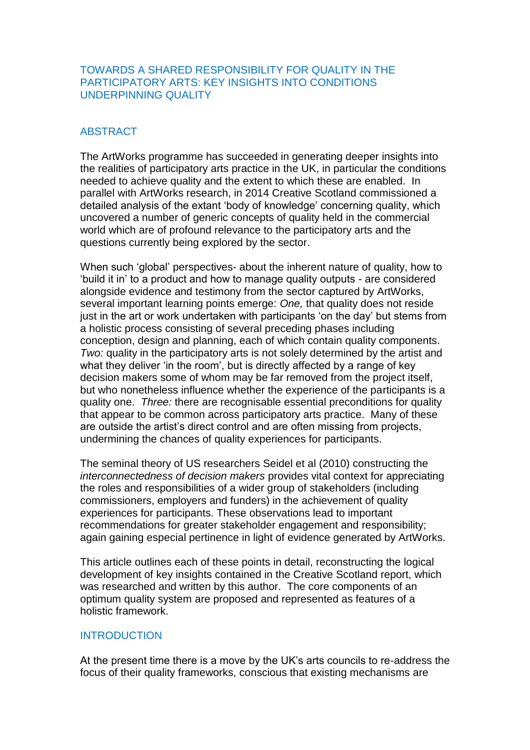# TOWARDS A SHARED RESPONSIBILITY FOR QUALITY IN THE PARTICIPATORY ARTS: KEY INSIGHTS INTO CONDITIONS UNDERPINNING QUALITY

## ABSTRACT

The ArtWorks programme has succeeded in generating deeper insights into the realities of participatory arts practice in the UK, in particular the conditions needed to achieve quality and the extent to which these are enabled. In parallel with ArtWorks research, in 2014 Creative Scotland commissioned a detailed analysis of the extant 'body of knowledge' concerning quality, which uncovered a number of generic concepts of quality held in the commercial world which are of profound relevance to the participatory arts and the questions currently being explored by the sector.

When such 'global' perspectives- about the inherent nature of quality, how to 'build it in' to a product and how to manage quality outputs - are considered alongside evidence and testimony from the sector captured by ArtWorks, several important learning points emerge: *One,* that quality does not reside just in the art or work undertaken with participants 'on the day' but stems from a holistic process consisting of several preceding phases including conception, design and planning, each of which contain quality components. *Two:* quality in the participatory arts is not solely determined by the artist and what they deliver 'in the room', but is directly affected by a range of key decision makers some of whom may be far removed from the project itself, but who nonetheless influence whether the experience of the participants is a quality one. *Three:* there are recognisable essential preconditions for quality that appear to be common across participatory arts practice. Many of these are outside the artist's direct control and are often missing from projects, undermining the chances of quality experiences for participants.

The seminal theory of US researchers Seidel et al (2010) constructing the *interconnectedness of decision makers* provides vital context for appreciating the roles and responsibilities of a wider group of stakeholders (including commissioners, employers and funders) in the achievement of quality experiences for participants. These observations lead to important recommendations for greater stakeholder engagement and responsibility; again gaining especial pertinence in light of evidence generated by ArtWorks.

This article outlines each of these points in detail, reconstructing the logical development of key insights contained in the Creative Scotland report, which was researched and written by this author. The core components of an optimum quality system are proposed and represented as features of a holistic framework.

## INTRODUCTION

At the present time there is a move by the UK's arts councils to re-address the focus of their quality frameworks, conscious that existing mechanisms are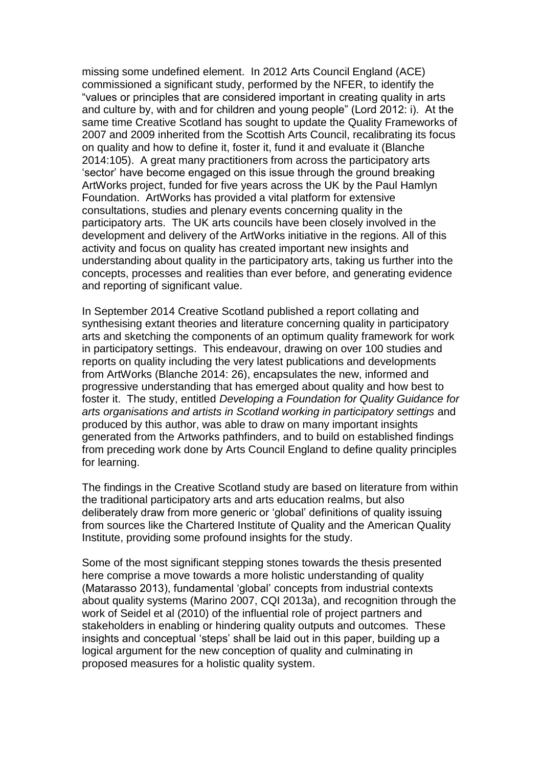missing some undefined element. In 2012 Arts Council England (ACE) commissioned a significant study, performed by the NFER, to identify the "values or principles that are considered important in creating quality in arts and culture by, with and for children and young people" (Lord 2012: i). At the same time Creative Scotland has sought to update the Quality Frameworks of 2007 and 2009 inherited from the Scottish Arts Council, recalibrating its focus on quality and how to define it, foster it, fund it and evaluate it (Blanche 2014:105). A great many practitioners from across the participatory arts 'sector' have become engaged on this issue through the ground breaking ArtWorks project, funded for five years across the UK by the Paul Hamlyn Foundation. ArtWorks has provided a vital platform for extensive consultations, studies and plenary events concerning quality in the participatory arts. The UK arts councils have been closely involved in the development and delivery of the ArtWorks initiative in the regions. All of this activity and focus on quality has created important new insights and understanding about quality in the participatory arts, taking us further into the concepts, processes and realities than ever before, and generating evidence and reporting of significant value.

In September 2014 Creative Scotland published a report collating and synthesising extant theories and literature concerning quality in participatory arts and sketching the components of an optimum quality framework for work in participatory settings. This endeavour, drawing on over 100 studies and reports on quality including the very latest publications and developments from ArtWorks (Blanche 2014: 26), encapsulates the new, informed and progressive understanding that has emerged about quality and how best to foster it. The study, entitled *Developing a Foundation for Quality Guidance for arts organisations and artists in Scotland working in participatory settings* and produced by this author, was able to draw on many important insights generated from the Artworks pathfinders, and to build on established findings from preceding work done by Arts Council England to define quality principles for learning.

The findings in the Creative Scotland study are based on literature from within the traditional participatory arts and arts education realms, but also deliberately draw from more generic or 'global' definitions of quality issuing from sources like the Chartered Institute of Quality and the American Quality Institute, providing some profound insights for the study.

Some of the most significant stepping stones towards the thesis presented here comprise a move towards a more holistic understanding of quality (Matarasso 2013), fundamental 'global' concepts from industrial contexts about quality systems (Marino 2007, CQI 2013a), and recognition through the work of Seidel et al (2010) of the influential role of project partners and stakeholders in enabling or hindering quality outputs and outcomes. These insights and conceptual 'steps' shall be laid out in this paper, building up a logical argument for the new conception of quality and culminating in proposed measures for a holistic quality system.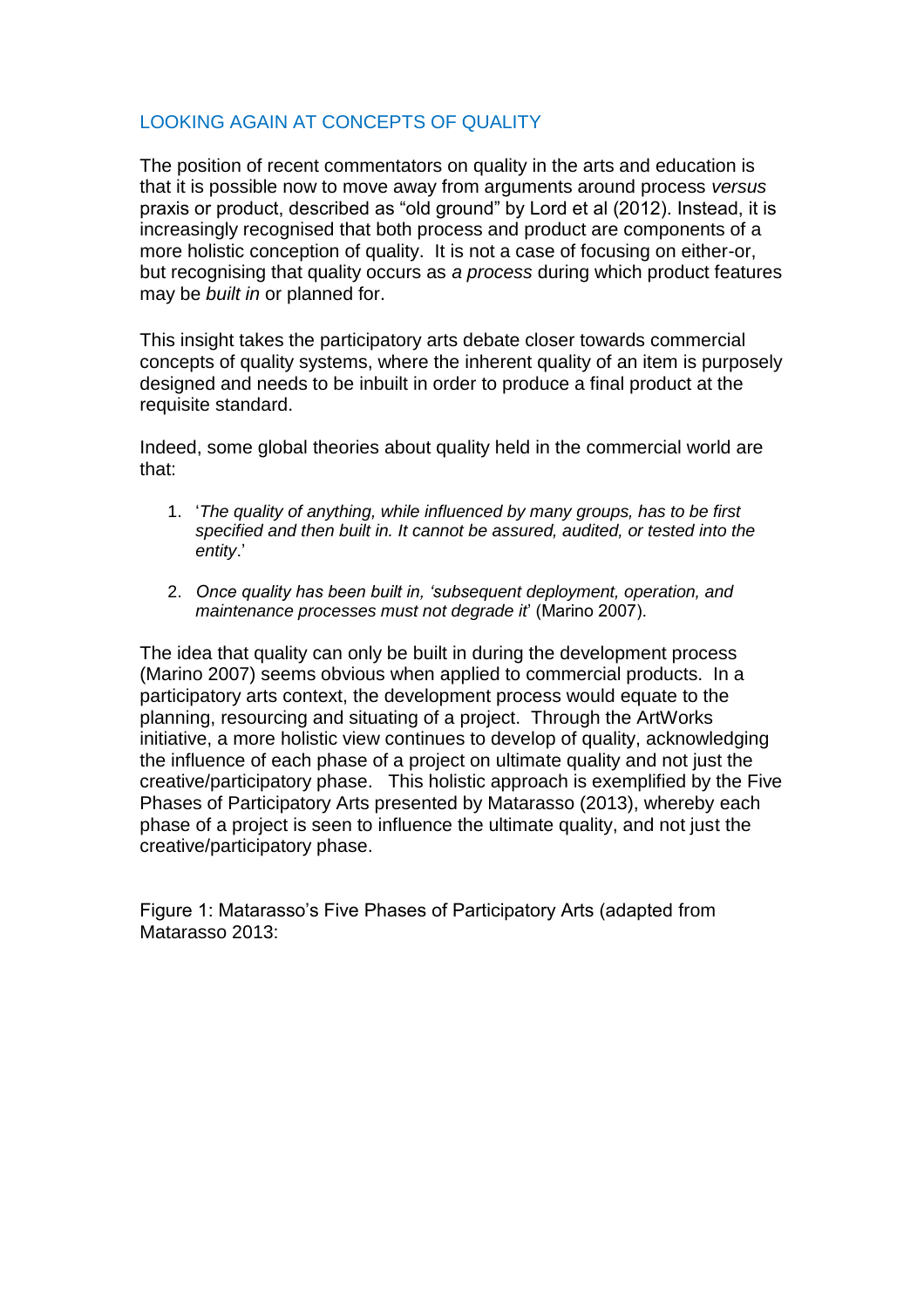## LOOKING AGAIN AT CONCEPTS OF QUALITY

The position of recent commentators on quality in the arts and education is that it is possible now to move away from arguments around process *versus* praxis or product, described as "old ground" by Lord et al (2012). Instead, it is increasingly recognised that both process and product are components of a more holistic conception of quality. It is not a case of focusing on either-or, but recognising that quality occurs as *a process* during which product features may be *built in* or planned for.

This insight takes the participatory arts debate closer towards commercial concepts of quality systems, where the inherent quality of an item is purposely designed and needs to be inbuilt in order to produce a final product at the requisite standard.

Indeed, some global theories about quality held in the commercial world are that:

1. '*The quality of anything, while influenced by many groups, has to be first specified and then built in. It cannot be assured, audited, or tested into the entity*.'

2. *Once quality has been built in, 'subsequent deployment, operation, and maintenance processes must not degrade it*' (Marino 2007).

The idea that quality can only be built in during the development process (Marino 2007) seems obvious when applied to commercial products. In a participatory arts context, the development process would equate to the planning, resourcing and situating of a project. Through the ArtWorks initiative, a more holistic view continues to develop of quality, acknowledging the influence of each phase of a project on ultimate quality and not just the creative/participatory phase. This holistic approach is exemplified by the Five Phases of Participatory Arts presented by Matarasso (2013), whereby each phase of a project is seen to influence the ultimate quality, and not just the creative/participatory phase.

Figure 1: Matarasso's Five Phases of Participatory Arts (adapted from Matarasso 2013: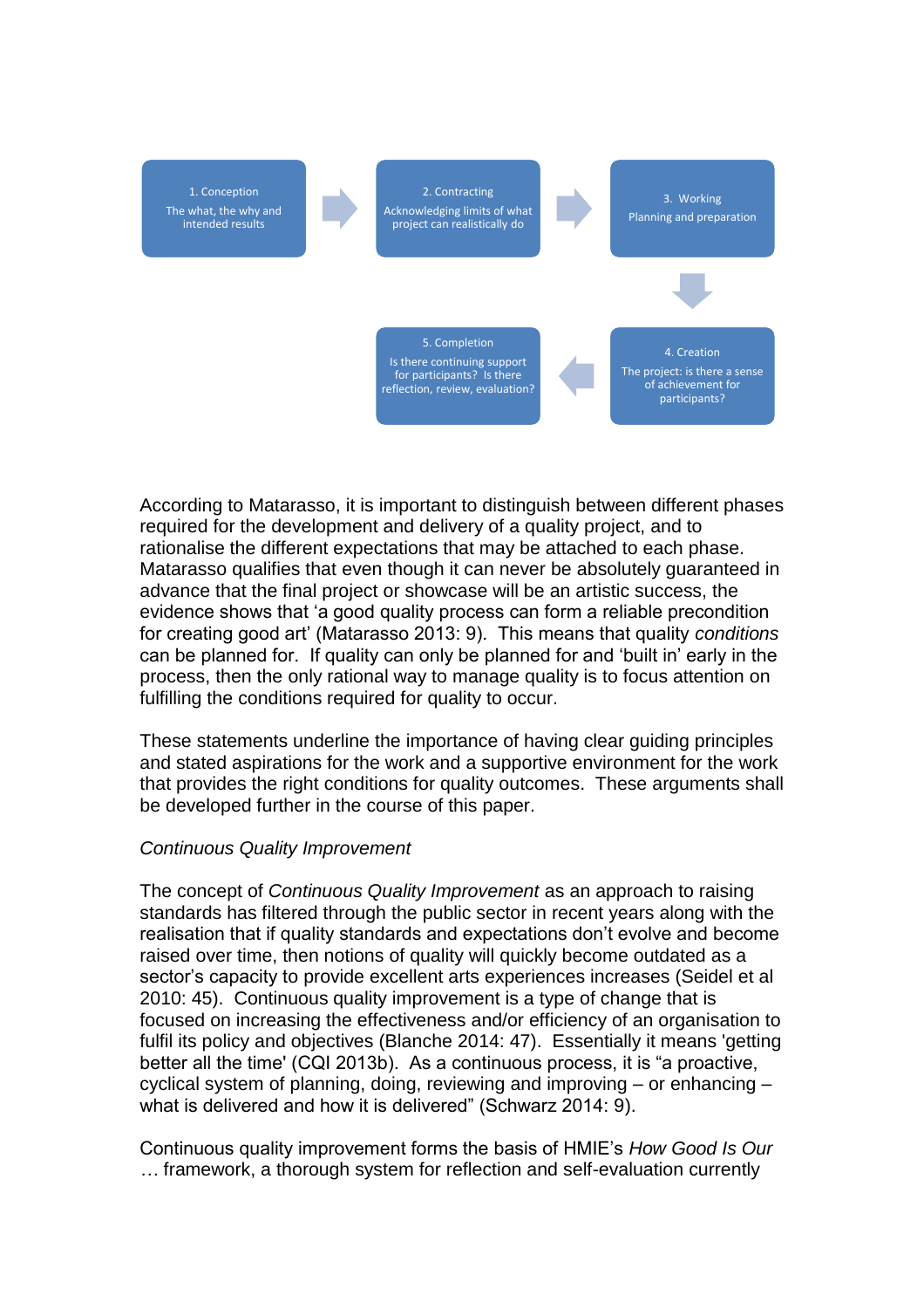1. Conception
The what, the why and intended results

2. Contracting
Acknowledging limits of what project can realistically do

3. Working
Planning and preparation

4. Creation
The project: is there a sense of achievement for participants?

5. Completion
Is there continuing support for participants? Is there reflection, review, evaluation?

According to Matarasso, it is important to distinguish between different phases required for the development and delivery of a quality project, and to rationalise the different expectations that may be attached to each phase. Matarasso qualifies that even though it can never be absolutely guaranteed in advance that the final project or showcase will be an artistic success, the evidence shows that 'a good quality process can form a reliable precondition for creating good art' (Matarasso 2013: 9). This means that quality *conditions* can be planned for. If quality can only be planned for and 'built in' early in the process, then the only rational way to manage quality is to focus attention on fulfilling the conditions required for quality to occur.

These statements underline the importance of having clear guiding principles and stated aspirations for the work and a supportive environment for the work that provides the right conditions for quality outcomes. These arguments shall be developed further in the course of this paper.

*Continuous Quality Improvement*

The concept of *Continuous Quality Improvement* as an approach to raising standards has filtered through the public sector in recent years along with the realisation that if quality standards and expectations don't evolve and become raised over time, then notions of quality will quickly become outdated as a sector's capacity to provide excellent arts experiences increases (Seidel et al 2010: 45). Continuous quality improvement is a type of change that is focused on increasing the effectiveness and/or efficiency of an organisation to fulfil its policy and objectives (Blanche 2014: 47). Essentially it means 'getting better all the time' (CQI 2013b). As a continuous process, it is "a proactive, cyclical system of planning, doing, reviewing and improving – or enhancing – what is delivered and how it is delivered" (Schwarz 2014: 9).

Continuous quality improvement forms the basis of HMIE's *How Good Is Our …* framework, a thorough system for reflection and self-evaluation currently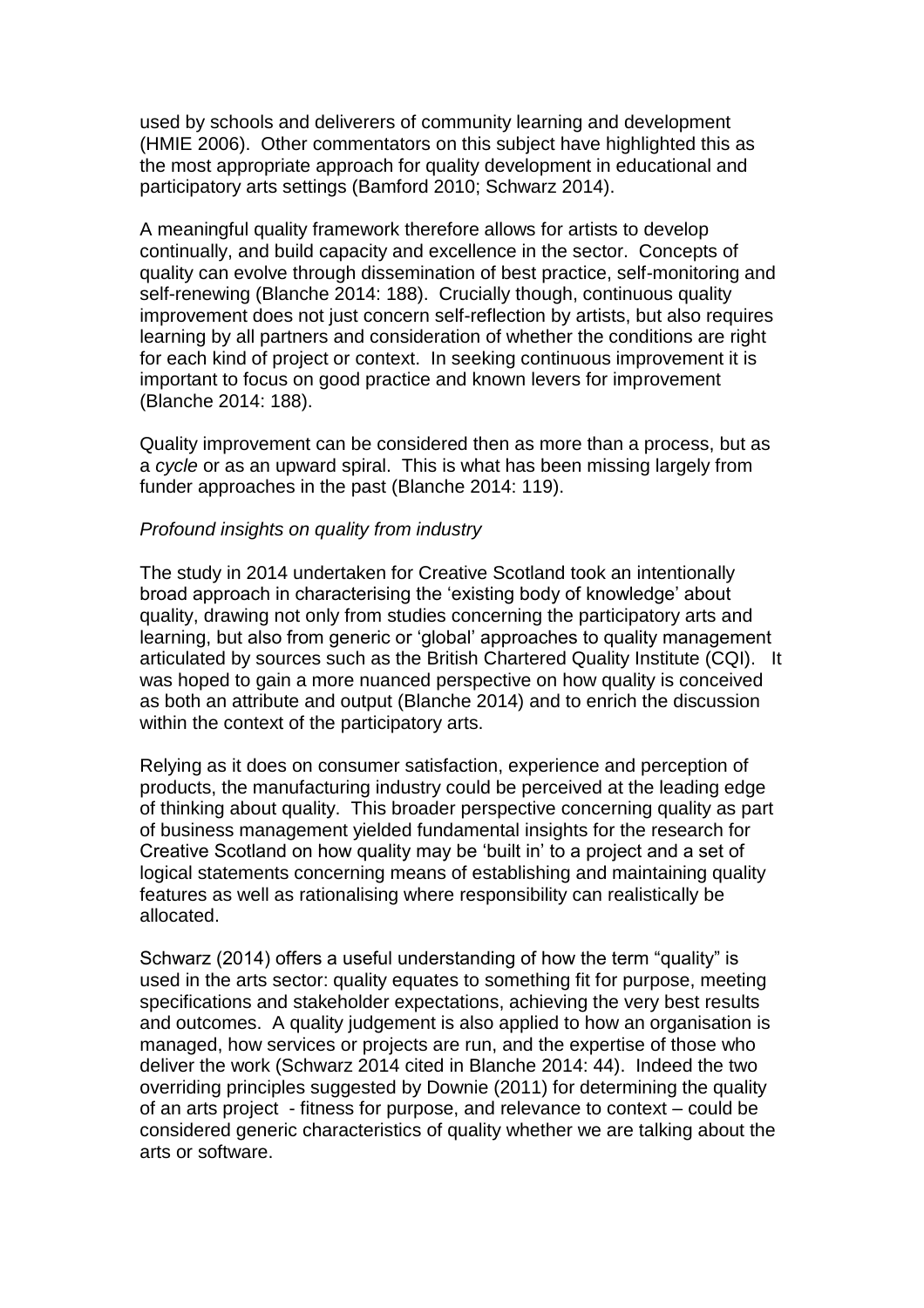used by schools and deliverers of community learning and development (HMIE 2006). Other commentators on this subject have highlighted this as the most appropriate approach for quality development in educational and participatory arts settings (Bamford 2010; Schwarz 2014).

A meaningful quality framework therefore allows for artists to develop continually, and build capacity and excellence in the sector. Concepts of quality can evolve through dissemination of best practice, self-monitoring and self-renewing (Blanche 2014: 188). Crucially though, continuous quality improvement does not just concern self-reflection by artists, but also requires learning by all partners and consideration of whether the conditions are right for each kind of project or context. In seeking continuous improvement it is important to focus on good practice and known levers for improvement (Blanche 2014: 188).

Quality improvement can be considered then as more than a process, but as a *cycle* or as an upward spiral. This is what has been missing largely from funder approaches in the past (Blanche 2014: 119).

*Profound insights on quality from industry*

The study in 2014 undertaken for Creative Scotland took an intentionally broad approach in characterising the 'existing body of knowledge' about quality, drawing not only from studies concerning the participatory arts and learning, but also from generic or 'global' approaches to quality management articulated by sources such as the British Chartered Quality Institute (CQI). It was hoped to gain a more nuanced perspective on how quality is conceived as both an attribute and output (Blanche 2014) and to enrich the discussion within the context of the participatory arts.

Relying as it does on consumer satisfaction, experience and perception of products, the manufacturing industry could be perceived at the leading edge of thinking about quality. This broader perspective concerning quality as part of business management yielded fundamental insights for the research for Creative Scotland on how quality may be 'built in' to a project and a set of logical statements concerning means of establishing and maintaining quality features as well as rationalising where responsibility can realistically be allocated.

Schwarz (2014) offers a useful understanding of how the term "quality" is used in the arts sector: quality equates to something fit for purpose, meeting specifications and stakeholder expectations, achieving the very best results and outcomes. A quality judgement is also applied to how an organisation is managed, how services or projects are run, and the expertise of those who deliver the work (Schwarz 2014 cited in Blanche 2014: 44). Indeed the two overriding principles suggested by Downie (2011) for determining the quality of an arts project - fitness for purpose, and relevance to context – could be considered generic characteristics of quality whether we are talking about the arts or software.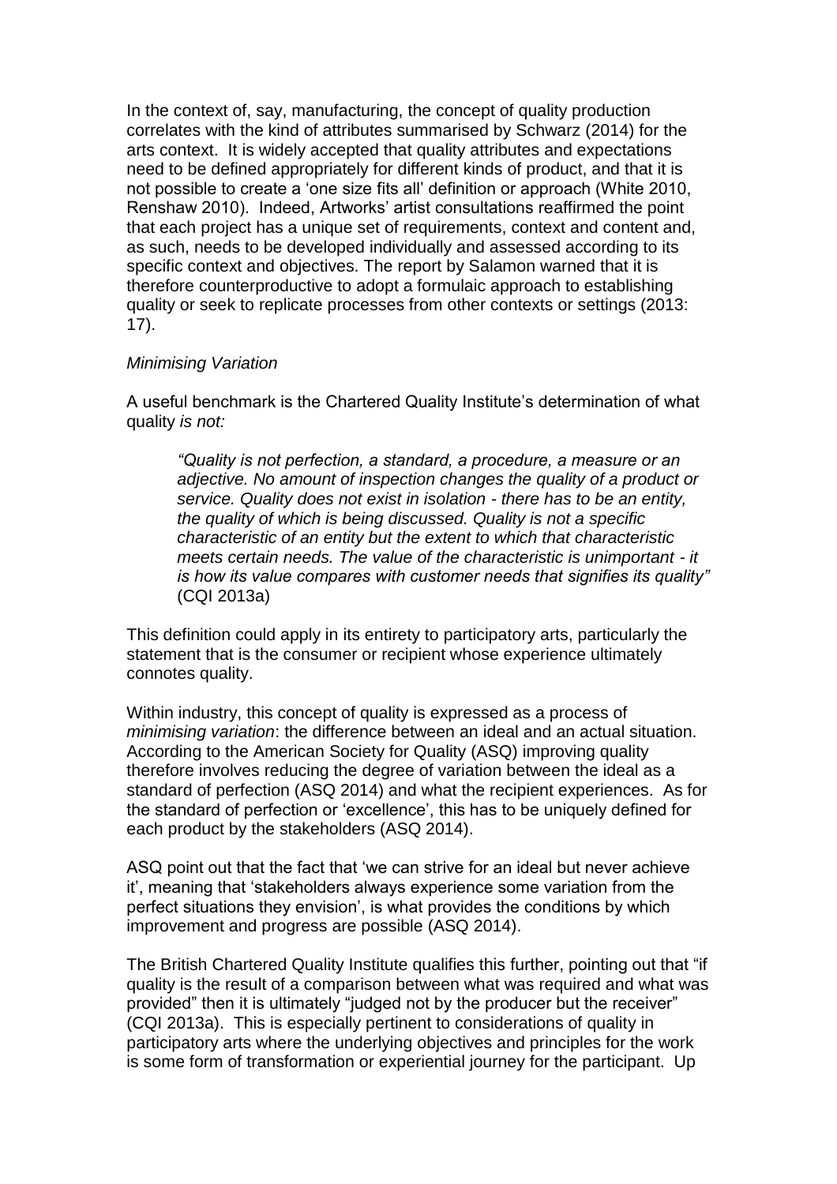In the context of, say, manufacturing, the concept of quality production correlates with the kind of attributes summarised by Schwarz (2014) for the arts context. It is widely accepted that quality attributes and expectations need to be defined appropriately for different kinds of product, and that it is not possible to create a 'one size fits all' definition or approach (White 2010, Renshaw 2010). Indeed, Artworks' artist consultations reaffirmed the point that each project has a unique set of requirements, context and content and, as such, needs to be developed individually and assessed according to its specific context and objectives. The report by Salamon warned that it is therefore counterproductive to adopt a formulaic approach to establishing quality or seek to replicate processes from other contexts or settings (2013: 17).

*Minimising Variation*

A useful benchmark is the Chartered Quality Institute's determination of what quality *is not:*

> *"Quality is not perfection, a standard, a procedure, a measure or an adjective. No amount of inspection changes the quality of a product or service. Quality does not exist in isolation - there has to be an entity, the quality of which is being discussed. Quality is not a specific characteristic of an entity but the extent to which that characteristic meets certain needs. The value of the characteristic is unimportant - it is how its value compares with customer needs that signifies its quality"* (CQI 2013a)

This definition could apply in its entirety to participatory arts, particularly the statement that is the consumer or recipient whose experience ultimately connotes quality.

Within industry, this concept of quality is expressed as a process of *minimising variation*: the difference between an ideal and an actual situation. According to the American Society for Quality (ASQ) improving quality therefore involves reducing the degree of variation between the ideal as a standard of perfection (ASQ 2014) and what the recipient experiences. As for the standard of perfection or 'excellence', this has to be uniquely defined for each product by the stakeholders (ASQ 2014).

ASQ point out that the fact that 'we can strive for an ideal but never achieve it', meaning that 'stakeholders always experience some variation from the perfect situations they envision', is what provides the conditions by which improvement and progress are possible (ASQ 2014).

The British Chartered Quality Institute qualifies this further, pointing out that "if quality is the result of a comparison between what was required and what was provided" then it is ultimately "judged not by the producer but the receiver" (CQI 2013a). This is especially pertinent to considerations of quality in participatory arts where the underlying objectives and principles for the work is some form of transformation or experiential journey for the participant. Up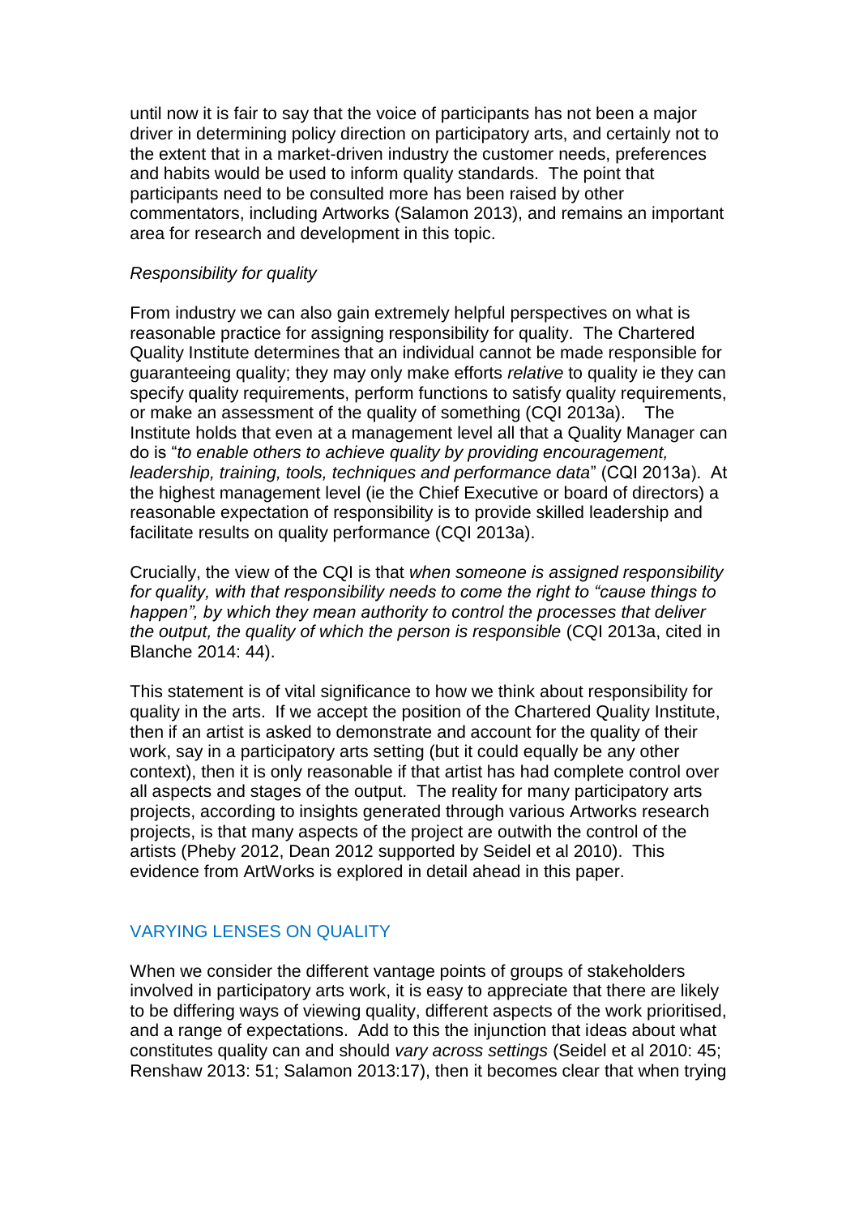until now it is fair to say that the voice of participants has not been a major driver in determining policy direction on participatory arts, and certainly not to the extent that in a market-driven industry the customer needs, preferences and habits would be used to inform quality standards. The point that participants need to be consulted more has been raised by other commentators, including Artworks (Salamon 2013), and remains an important area for research and development in this topic.

*Responsibility for quality*

From industry we can also gain extremely helpful perspectives on what is reasonable practice for assigning responsibility for quality. The Chartered Quality Institute determines that an individual cannot be made responsible for guaranteeing quality; they may only make efforts *relative* to quality ie they can specify quality requirements, perform functions to satisfy quality requirements, or make an assessment of the quality of something (CQI 2013a). The Institute holds that even at a management level all that a Quality Manager can do is "*to enable others to achieve quality by providing encouragement, leadership, training, tools, techniques and performance data*" (CQI 2013a). At the highest management level (ie the Chief Executive or board of directors) a reasonable expectation of responsibility is to provide skilled leadership and facilitate results on quality performance (CQI 2013a).

Crucially, the view of the CQI is that *when someone is assigned responsibility for quality, with that responsibility needs to come the right to "cause things to happen", by which they mean authority to control the processes that deliver the output, the quality of which the person is responsible* (CQI 2013a, cited in Blanche 2014: 44).

This statement is of vital significance to how we think about responsibility for quality in the arts. If we accept the position of the Chartered Quality Institute, then if an artist is asked to demonstrate and account for the quality of their work, say in a participatory arts setting (but it could equally be any other context), then it is only reasonable if that artist has had complete control over all aspects and stages of the output. The reality for many participatory arts projects, according to insights generated through various Artworks research projects, is that many aspects of the project are outwith the control of the artists (Pheby 2012, Dean 2012 supported by Seidel et al 2010). This evidence from ArtWorks is explored in detail ahead in this paper.

## VARYING LENSES ON QUALITY

When we consider the different vantage points of groups of stakeholders involved in participatory arts work, it is easy to appreciate that there are likely to be differing ways of viewing quality, different aspects of the work prioritised, and a range of expectations. Add to this the injunction that ideas about what constitutes quality can and should *vary across settings* (Seidel et al 2010: 45; Renshaw 2013: 51; Salamon 2013:17), then it becomes clear that when trying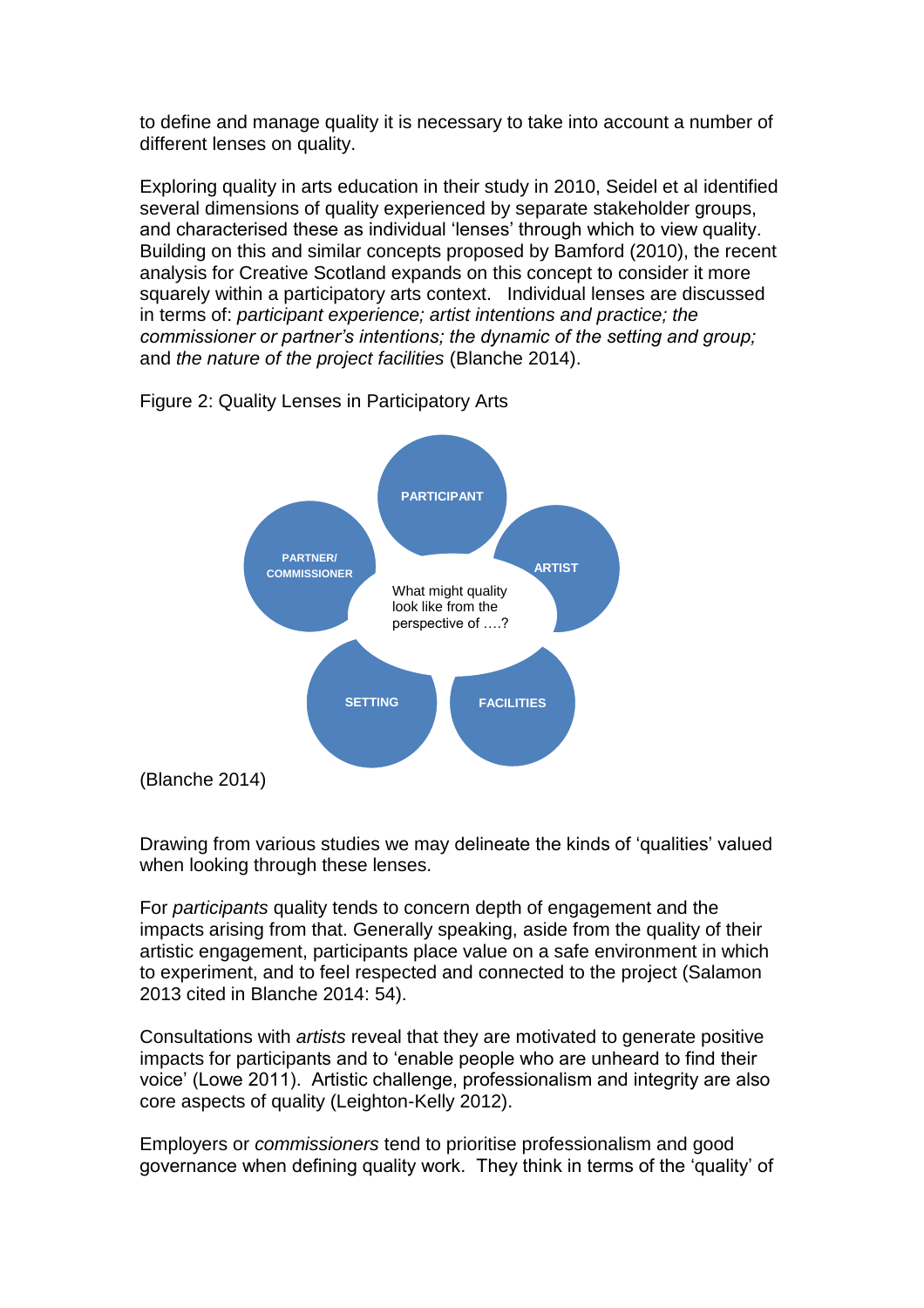to define and manage quality it is necessary to take into account a number of different lenses on quality.

Exploring quality in arts education in their study in 2010, Seidel et al identified several dimensions of quality experienced by separate stakeholder groups, and characterised these as individual 'lenses' through which to view quality. Building on this and similar concepts proposed by Bamford (2010), the recent analysis for Creative Scotland expands on this concept to consider it more squarely within a participatory arts context. Individual lenses are discussed in terms of: *participant experience; artist intentions and practice; the commissioner or partner's intentions; the dynamic of the setting and group;* and *the nature of the project facilities* (Blanche 2014).

Figure 2: Quality Lenses in Participatory Arts

PARTICIPANT

ARTIST

PARTNER/ COMMISSIONER

What might quality look like from the perspective of ….?

SETTING

FACILITIES

(Blanche 2014)

Drawing from various studies we may delineate the kinds of 'qualities' valued when looking through these lenses.

For *participants* quality tends to concern depth of engagement and the impacts arising from that. Generally speaking, aside from the quality of their artistic engagement, participants place value on a safe environment in which to experiment, and to feel respected and connected to the project (Salamon 2013 cited in Blanche 2014: 54).

Consultations with *artists* reveal that they are motivated to generate positive impacts for participants and to 'enable people who are unheard to find their voice' (Lowe 2011). Artistic challenge, professionalism and integrity are also core aspects of quality (Leighton-Kelly 2012).

Employers or *commissioners* tend to prioritise professionalism and good governance when defining quality work. They think in terms of the 'quality' of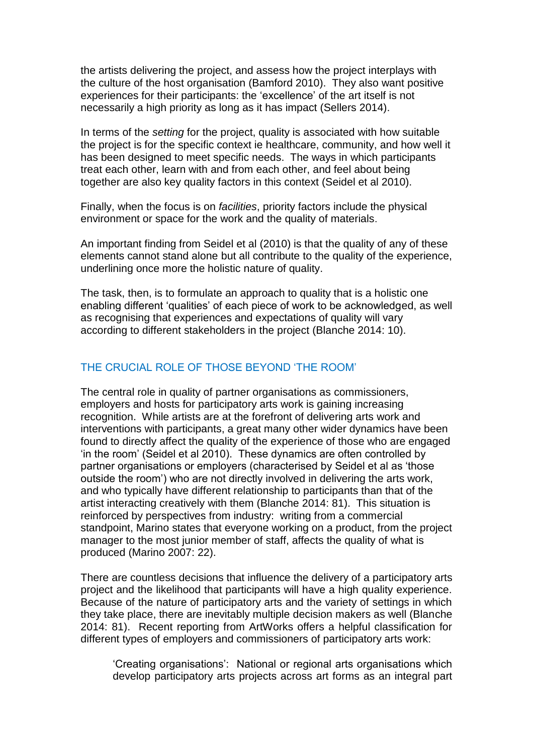the artists delivering the project, and assess how the project interplays with the culture of the host organisation (Bamford 2010). They also want positive experiences for their participants: the 'excellence' of the art itself is not necessarily a high priority as long as it has impact (Sellers 2014).

In terms of the *setting* for the project, quality is associated with how suitable the project is for the specific context ie healthcare, community, and how well it has been designed to meet specific needs. The ways in which participants treat each other, learn with and from each other, and feel about being together are also key quality factors in this context (Seidel et al 2010).

Finally, when the focus is on *facilities*, priority factors include the physical environment or space for the work and the quality of materials.

An important finding from Seidel et al (2010) is that the quality of any of these elements cannot stand alone but all contribute to the quality of the experience, underlining once more the holistic nature of quality.

The task, then, is to formulate an approach to quality that is a holistic one enabling different 'qualities' of each piece of work to be acknowledged, as well as recognising that experiences and expectations of quality will vary according to different stakeholders in the project (Blanche 2014: 10).

## THE CRUCIAL ROLE OF THOSE BEYOND 'THE ROOM'

The central role in quality of partner organisations as commissioners, employers and hosts for participatory arts work is gaining increasing recognition. While artists are at the forefront of delivering arts work and interventions with participants, a great many other wider dynamics have been found to directly affect the quality of the experience of those who are engaged 'in the room' (Seidel et al 2010). These dynamics are often controlled by partner organisations or employers (characterised by Seidel et al as 'those outside the room') who are not directly involved in delivering the arts work, and who typically have different relationship to participants than that of the artist interacting creatively with them (Blanche 2014: 81). This situation is reinforced by perspectives from industry: writing from a commercial standpoint, Marino states that everyone working on a product, from the project manager to the most junior member of staff, affects the quality of what is produced (Marino 2007: 22).

There are countless decisions that influence the delivery of a participatory arts project and the likelihood that participants will have a high quality experience. Because of the nature of participatory arts and the variety of settings in which they take place, there are inevitably multiple decision makers as well (Blanche 2014: 81). Recent reporting from ArtWorks offers a helpful classification for different types of employers and commissioners of participatory arts work:

> 'Creating organisations': National or regional arts organisations which develop participatory arts projects across art forms as an integral part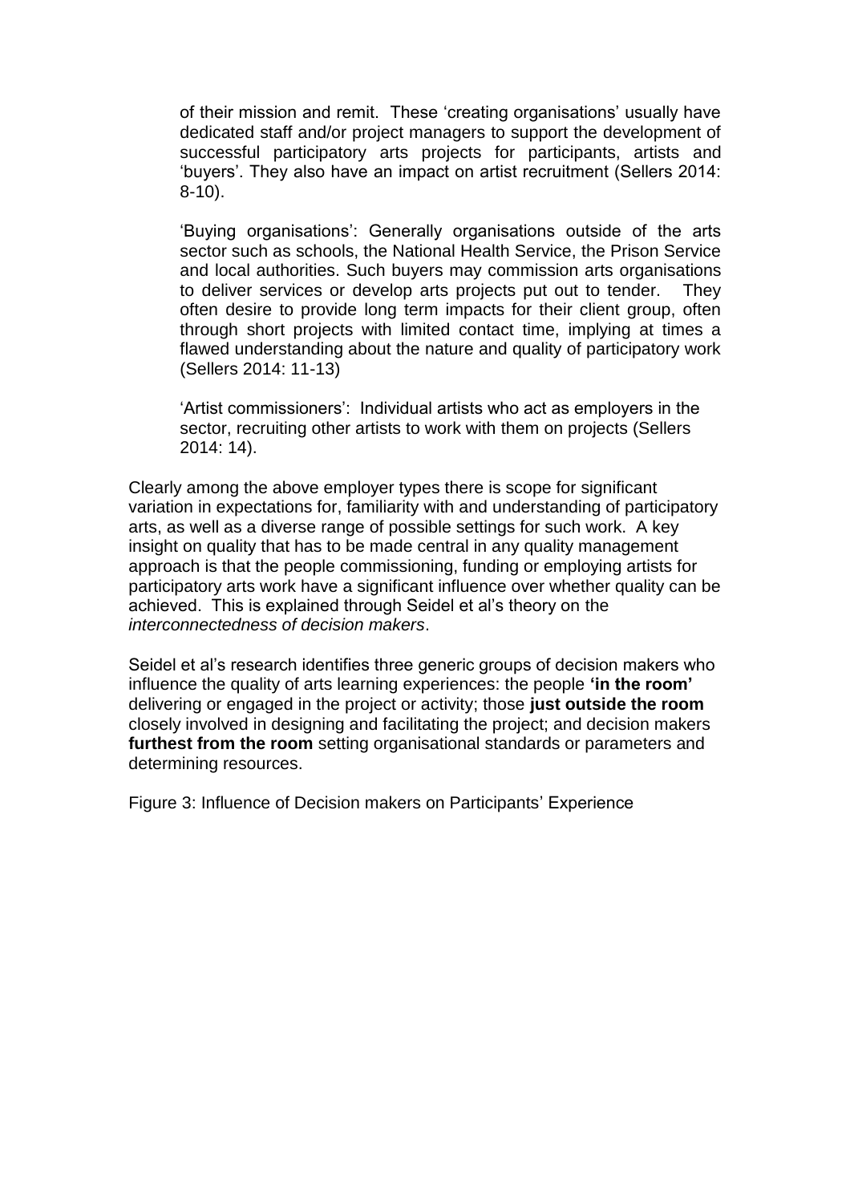of their mission and remit. These 'creating organisations' usually have dedicated staff and/or project managers to support the development of successful participatory arts projects for participants, artists and 'buyers'. They also have an impact on artist recruitment (Sellers 2014: 8-10).

'Buying organisations': Generally organisations outside of the arts sector such as schools, the National Health Service, the Prison Service and local authorities. Such buyers may commission arts organisations to deliver services or develop arts projects put out to tender. They often desire to provide long term impacts for their client group, often through short projects with limited contact time, implying at times a flawed understanding about the nature and quality of participatory work (Sellers 2014: 11-13)

'Artist commissioners': Individual artists who act as employers in the sector, recruiting other artists to work with them on projects (Sellers 2014: 14).

Clearly among the above employer types there is scope for significant variation in expectations for, familiarity with and understanding of participatory arts, as well as a diverse range of possible settings for such work. A key insight on quality that has to be made central in any quality management approach is that the people commissioning, funding or employing artists for participatory arts work have a significant influence over whether quality can be achieved. This is explained through Seidel et al's theory on the *interconnectedness of decision makers*.

Seidel et al's research identifies three generic groups of decision makers who influence the quality of arts learning experiences: the people **'in the room'** delivering or engaged in the project or activity; those **just outside the room** closely involved in designing and facilitating the project; and decision makers **furthest from the room** setting organisational standards or parameters and determining resources.

Figure 3: Influence of Decision makers on Participants' Experience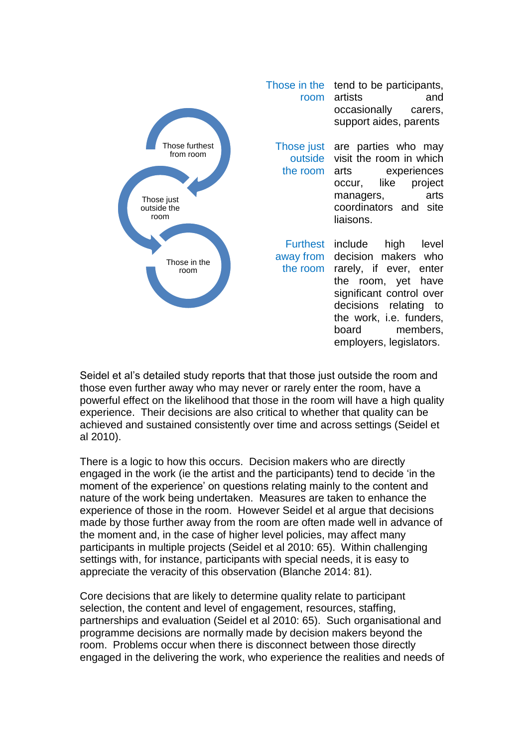Those furthest from room

Those just outside the room

Those in the room

| | |
|---|---|
| Those in the room | tend to be participants, artists and occasionally carers, support aides, parents |
| Those just outside the room | are parties who may visit the room in which arts experiences occur, like project managers, arts coordinators and site liaisons. |
| Furthest away from the room | include high level decision makers who rarely, if ever, enter the room, yet have significant control over decisions relating to the work, i.e. funders, board members, employers, legislators. |

Seidel et al's detailed study reports that that those just outside the room and those even further away who may never or rarely enter the room, have a powerful effect on the likelihood that those in the room will have a high quality experience. Their decisions are also critical to whether that quality can be achieved and sustained consistently over time and across settings (Seidel et al 2010).

There is a logic to how this occurs. Decision makers who are directly engaged in the work (ie the artist and the participants) tend to decide 'in the moment of the experience' on questions relating mainly to the content and nature of the work being undertaken. Measures are taken to enhance the experience of those in the room. However Seidel et al argue that decisions made by those further away from the room are often made well in advance of the moment and, in the case of higher level policies, may affect many participants in multiple projects (Seidel et al 2010: 65). Within challenging settings with, for instance, participants with special needs, it is easy to appreciate the veracity of this observation (Blanche 2014: 81).

Core decisions that are likely to determine quality relate to participant selection, the content and level of engagement, resources, staffing, partnerships and evaluation (Seidel et al 2010: 65). Such organisational and programme decisions are normally made by decision makers beyond the room. Problems occur when there is disconnect between those directly engaged in the delivering the work, who experience the realities and needs of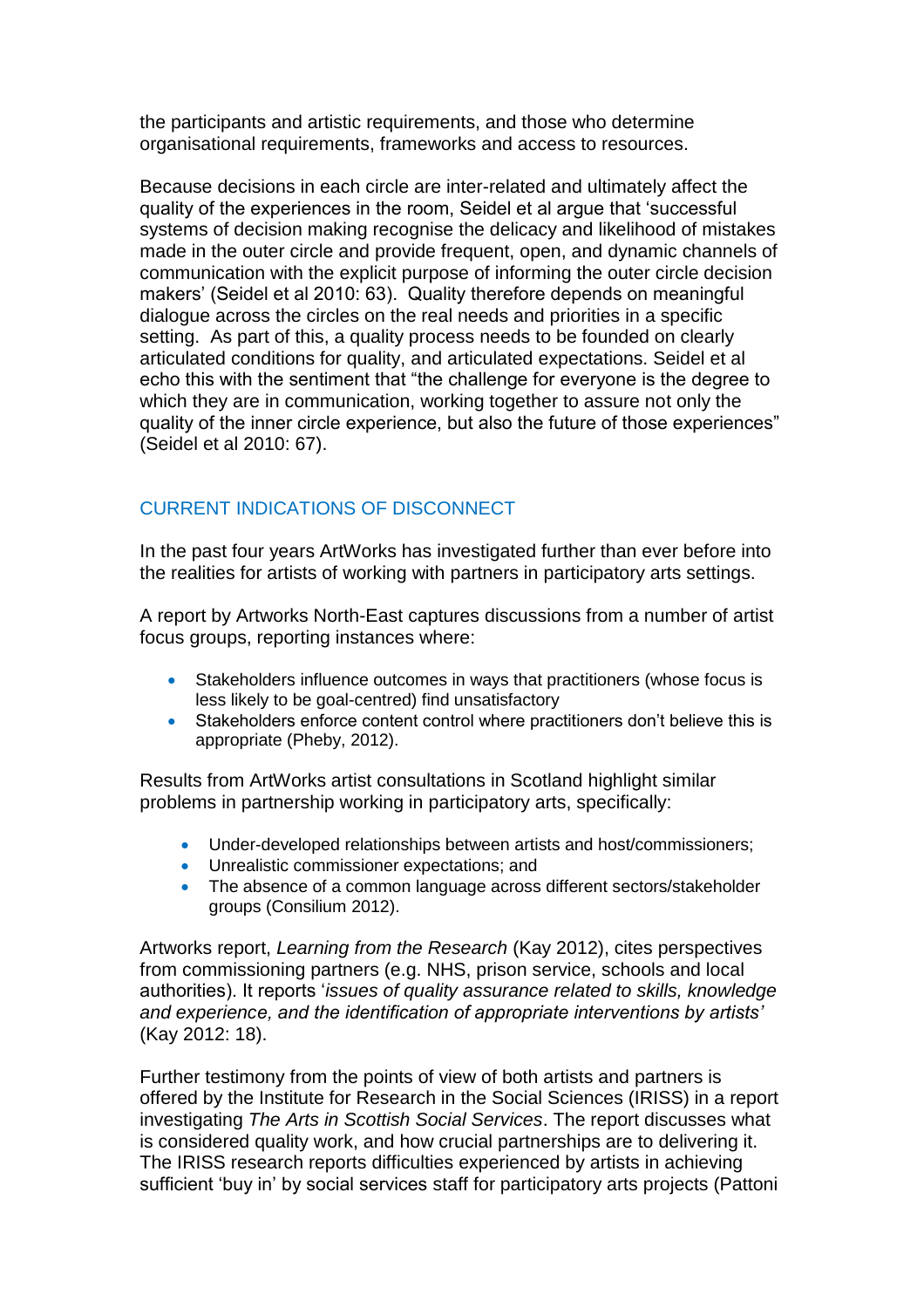the participants and artistic requirements, and those who determine organisational requirements, frameworks and access to resources.

Because decisions in each circle are inter-related and ultimately affect the quality of the experiences in the room, Seidel et al argue that 'successful systems of decision making recognise the delicacy and likelihood of mistakes made in the outer circle and provide frequent, open, and dynamic channels of communication with the explicit purpose of informing the outer circle decision makers' (Seidel et al 2010: 63). Quality therefore depends on meaningful dialogue across the circles on the real needs and priorities in a specific setting. As part of this, a quality process needs to be founded on clearly articulated conditions for quality, and articulated expectations. Seidel et al echo this with the sentiment that "the challenge for everyone is the degree to which they are in communication, working together to assure not only the quality of the inner circle experience, but also the future of those experiences" (Seidel et al 2010: 67).

## CURRENT INDICATIONS OF DISCONNECT

In the past four years ArtWorks has investigated further than ever before into the realities for artists of working with partners in participatory arts settings.

A report by Artworks North-East captures discussions from a number of artist focus groups, reporting instances where:

- Stakeholders influence outcomes in ways that practitioners (whose focus is less likely to be goal-centred) find unsatisfactory
- Stakeholders enforce content control where practitioners don't believe this is appropriate (Pheby, 2012).

Results from ArtWorks artist consultations in Scotland highlight similar problems in partnership working in participatory arts, specifically:

- Under-developed relationships between artists and host/commissioners;
- Unrealistic commissioner expectations; and
- The absence of a common language across different sectors/stakeholder groups (Consilium 2012).

Artworks report, *Learning from the Research* (Kay 2012), cites perspectives from commissioning partners (e.g. NHS, prison service, schools and local authorities). It reports '*issues of quality assurance related to skills, knowledge and experience, and the identification of appropriate interventions by artists'* (Kay 2012: 18).

Further testimony from the points of view of both artists and partners is offered by the Institute for Research in the Social Sciences (IRISS) in a report investigating *The Arts in Scottish Social Services*. The report discusses what is considered quality work, and how crucial partnerships are to delivering it. The IRISS research reports difficulties experienced by artists in achieving sufficient 'buy in' by social services staff for participatory arts projects (Pattoni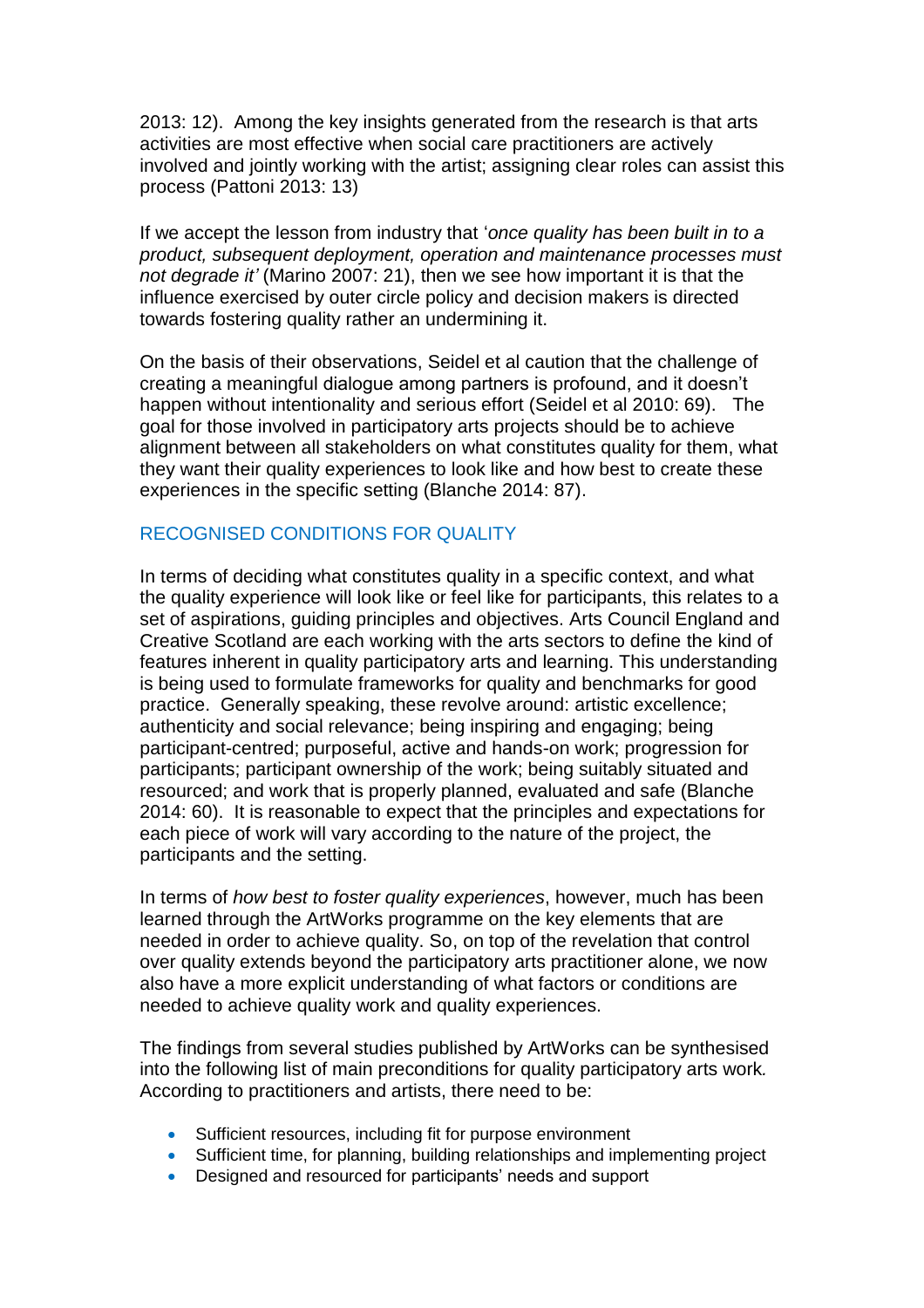2013: 12). Among the key insights generated from the research is that arts activities are most effective when social care practitioners are actively involved and jointly working with the artist; assigning clear roles can assist this process (Pattoni 2013: 13)

If we accept the lesson from industry that '*once quality has been built in to a product, subsequent deployment, operation and maintenance processes must not degrade it'* (Marino 2007: 21), then we see how important it is that the influence exercised by outer circle policy and decision makers is directed towards fostering quality rather an undermining it.

On the basis of their observations, Seidel et al caution that the challenge of creating a meaningful dialogue among partners is profound, and it doesn't happen without intentionality and serious effort (Seidel et al 2010: 69). The goal for those involved in participatory arts projects should be to achieve alignment between all stakeholders on what constitutes quality for them, what they want their quality experiences to look like and how best to create these experiences in the specific setting (Blanche 2014: 87).

## RECOGNISED CONDITIONS FOR QUALITY

In terms of deciding what constitutes quality in a specific context, and what the quality experience will look like or feel like for participants, this relates to a set of aspirations, guiding principles and objectives. Arts Council England and Creative Scotland are each working with the arts sectors to define the kind of features inherent in quality participatory arts and learning. This understanding is being used to formulate frameworks for quality and benchmarks for good practice. Generally speaking, these revolve around: artistic excellence; authenticity and social relevance; being inspiring and engaging; being participant-centred; purposeful, active and hands-on work; progression for participants; participant ownership of the work; being suitably situated and resourced; and work that is properly planned, evaluated and safe (Blanche 2014: 60). It is reasonable to expect that the principles and expectations for each piece of work will vary according to the nature of the project, the participants and the setting.

In terms of *how best to foster quality experiences*, however, much has been learned through the ArtWorks programme on the key elements that are needed in order to achieve quality. So, on top of the revelation that control over quality extends beyond the participatory arts practitioner alone, we now also have a more explicit understanding of what factors or conditions are needed to achieve quality work and quality experiences.

The findings from several studies published by ArtWorks can be synthesised into the following list of main preconditions for quality participatory arts work. According to practitioners and artists, there need to be:

- Sufficient resources, including fit for purpose environment
- Sufficient time, for planning, building relationships and implementing project
- Designed and resourced for participants' needs and support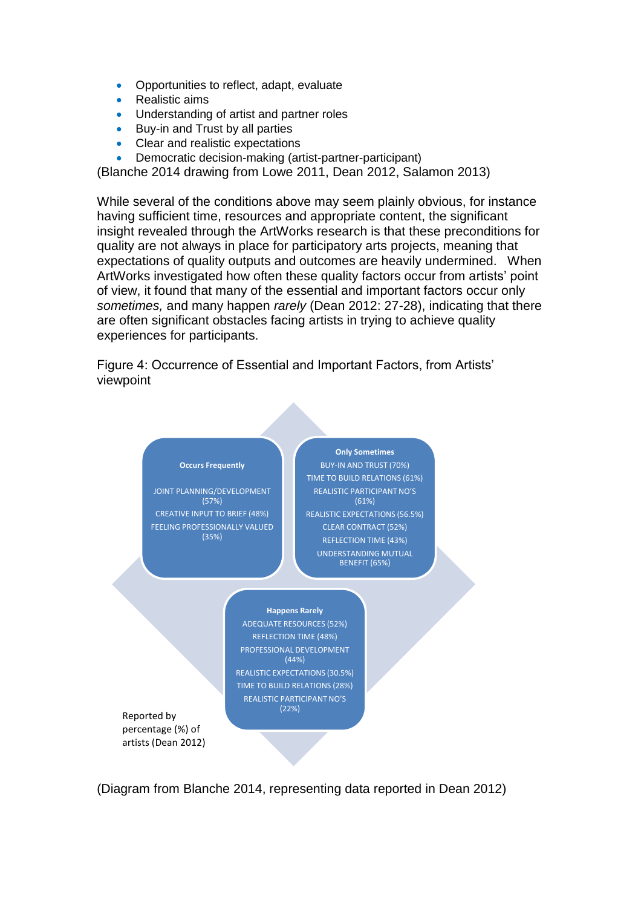- Opportunities to reflect, adapt, evaluate
- Realistic aims
- Understanding of artist and partner roles
- Buy-in and Trust by all parties
- Clear and realistic expectations
- Democratic decision-making (artist-partner-participant)

(Blanche 2014 drawing from Lowe 2011, Dean 2012, Salamon 2013)

While several of the conditions above may seem plainly obvious, for instance having sufficient time, resources and appropriate content, the significant insight revealed through the ArtWorks research is that these preconditions for quality are not always in place for participatory arts projects, meaning that expectations of quality outputs and outcomes are heavily undermined. When ArtWorks investigated how often these quality factors occur from artists' point of view, it found that many of the essential and important factors occur only *sometimes,* and many happen *rarely* (Dean 2012: 27-28), indicating that there are often significant obstacles facing artists in trying to achieve quality experiences for participants.

Figure 4: Occurrence of Essential and Important Factors, from Artists' viewpoint

**Occurs Frequently**

JOINT PLANNING/DEVELOPMENT (57%)
CREATIVE INPUT TO BRIEF (48%)
FEELING PROFESSIONALLY VALUED (35%)

**Only Sometimes**

BUY-IN AND TRUST (70%)
TIME TO BUILD RELATIONS (61%)
REALISTIC PARTICIPANT NO'S (61%)
REALISTIC EXPECTATIONS (56.5%)
CLEAR CONTRACT (52%)
REFLECTION TIME (43%)
UNDERSTANDING MUTUAL BENEFIT (65%)

**Happens Rarely**

ADEQUATE RESOURCES (52%)
REFLECTION TIME (48%)
PROFESSIONAL DEVELOPMENT (44%)
REALISTIC EXPECTATIONS (30.5%)
TIME TO BUILD RELATIONS (28%)
REALISTIC PARTICIPANT NO'S (22%)

Reported by percentage (%) of artists (Dean 2012)

(Diagram from Blanche 2014, representing data reported in Dean 2012)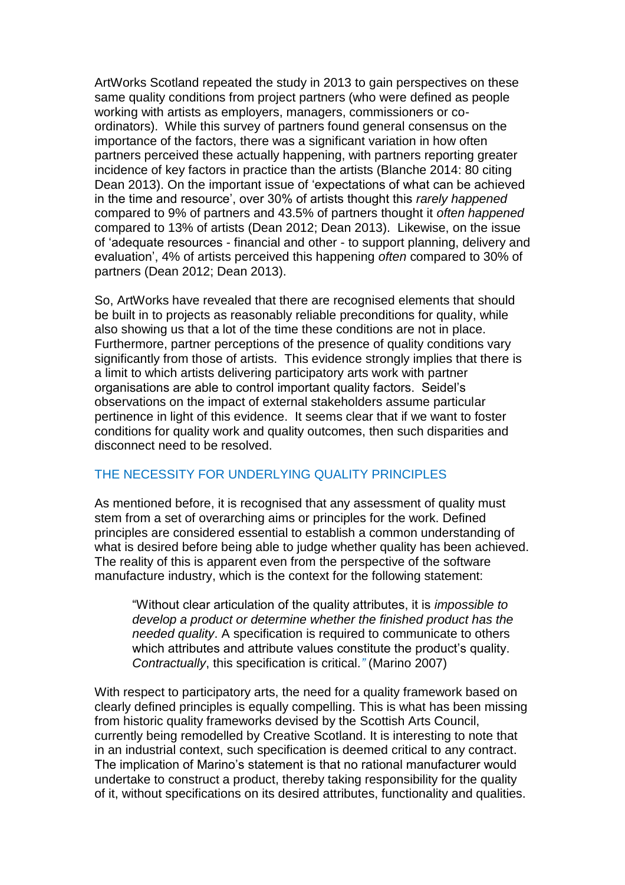ArtWorks Scotland repeated the study in 2013 to gain perspectives on these same quality conditions from project partners (who were defined as people working with artists as employers, managers, commissioners or co-ordinators). While this survey of partners found general consensus on the importance of the factors, there was a significant variation in how often partners perceived these actually happening, with partners reporting greater incidence of key factors in practice than the artists (Blanche 2014: 80 citing Dean 2013). On the important issue of 'expectations of what can be achieved in the time and resource', over 30% of artists thought this *rarely happened* compared to 9% of partners and 43.5% of partners thought it *often happened* compared to 13% of artists (Dean 2012; Dean 2013). Likewise, on the issue of 'adequate resources - financial and other - to support planning, delivery and evaluation', 4% of artists perceived this happening *often* compared to 30% of partners (Dean 2012; Dean 2013).

So, ArtWorks have revealed that there are recognised elements that should be built in to projects as reasonably reliable preconditions for quality, while also showing us that a lot of the time these conditions are not in place. Furthermore, partner perceptions of the presence of quality conditions vary significantly from those of artists. This evidence strongly implies that there is a limit to which artists delivering participatory arts work with partner organisations are able to control important quality factors. Seidel's observations on the impact of external stakeholders assume particular pertinence in light of this evidence. It seems clear that if we want to foster conditions for quality work and quality outcomes, then such disparities and disconnect need to be resolved.

## THE NECESSITY FOR UNDERLYING QUALITY PRINCIPLES

As mentioned before, it is recognised that any assessment of quality must stem from a set of overarching aims or principles for the work. Defined principles are considered essential to establish a common understanding of what is desired before being able to judge whether quality has been achieved. The reality of this is apparent even from the perspective of the software manufacture industry, which is the context for the following statement:

> "Without clear articulation of the quality attributes, it is *impossible to develop a product or determine whether the finished product has the needed quality*. A specification is required to communicate to others which attributes and attribute values constitute the product's quality. *Contractually*, this specification is critical." (Marino 2007)

With respect to participatory arts, the need for a quality framework based on clearly defined principles is equally compelling. This is what has been missing from historic quality frameworks devised by the Scottish Arts Council, currently being remodelled by Creative Scotland. It is interesting to note that in an industrial context, such specification is deemed critical to any contract. The implication of Marino's statement is that no rational manufacturer would undertake to construct a product, thereby taking responsibility for the quality of it, without specifications on its desired attributes, functionality and qualities.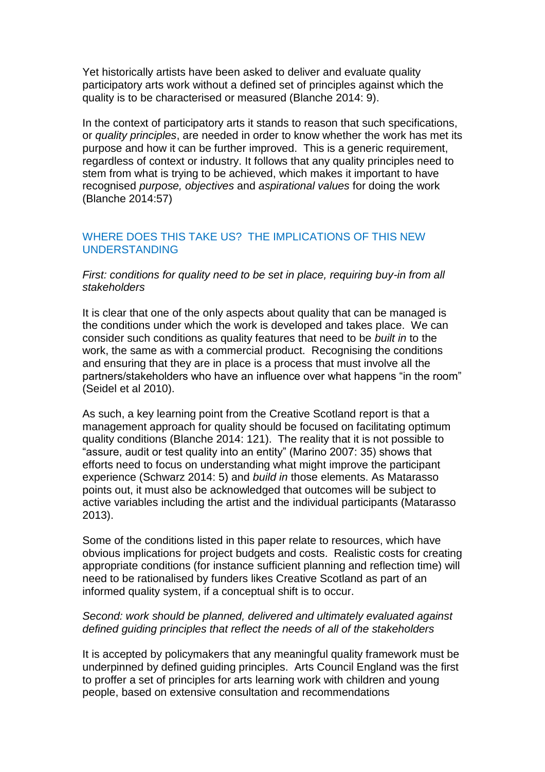Yet historically artists have been asked to deliver and evaluate quality participatory arts work without a defined set of principles against which the quality is to be characterised or measured (Blanche 2014: 9).

In the context of participatory arts it stands to reason that such specifications, or *quality principles*, are needed in order to know whether the work has met its purpose and how it can be further improved. This is a generic requirement, regardless of context or industry. It follows that any quality principles need to stem from what is trying to be achieved, which makes it important to have recognised *purpose, objectives* and *aspirational values* for doing the work (Blanche 2014:57)

## WHERE DOES THIS TAKE US? THE IMPLICATIONS OF THIS NEW UNDERSTANDING

*First: conditions for quality need to be set in place, requiring buy-in from all stakeholders*

It is clear that one of the only aspects about quality that can be managed is the conditions under which the work is developed and takes place. We can consider such conditions as quality features that need to be *built in* to the work, the same as with a commercial product. Recognising the conditions and ensuring that they are in place is a process that must involve all the partners/stakeholders who have an influence over what happens "in the room" (Seidel et al 2010).

As such, a key learning point from the Creative Scotland report is that a management approach for quality should be focused on facilitating optimum quality conditions (Blanche 2014: 121). The reality that it is not possible to "assure, audit or test quality into an entity" (Marino 2007: 35) shows that efforts need to focus on understanding what might improve the participant experience (Schwarz 2014: 5) and *build in* those elements. As Matarasso points out, it must also be acknowledged that outcomes will be subject to active variables including the artist and the individual participants (Matarasso 2013).

Some of the conditions listed in this paper relate to resources, which have obvious implications for project budgets and costs. Realistic costs for creating appropriate conditions (for instance sufficient planning and reflection time) will need to be rationalised by funders likes Creative Scotland as part of an informed quality system, if a conceptual shift is to occur.

*Second: work should be planned, delivered and ultimately evaluated against defined guiding principles that reflect the needs of all of the stakeholders*

It is accepted by policymakers that any meaningful quality framework must be underpinned by defined guiding principles. Arts Council England was the first to proffer a set of principles for arts learning work with children and young people, based on extensive consultation and recommendations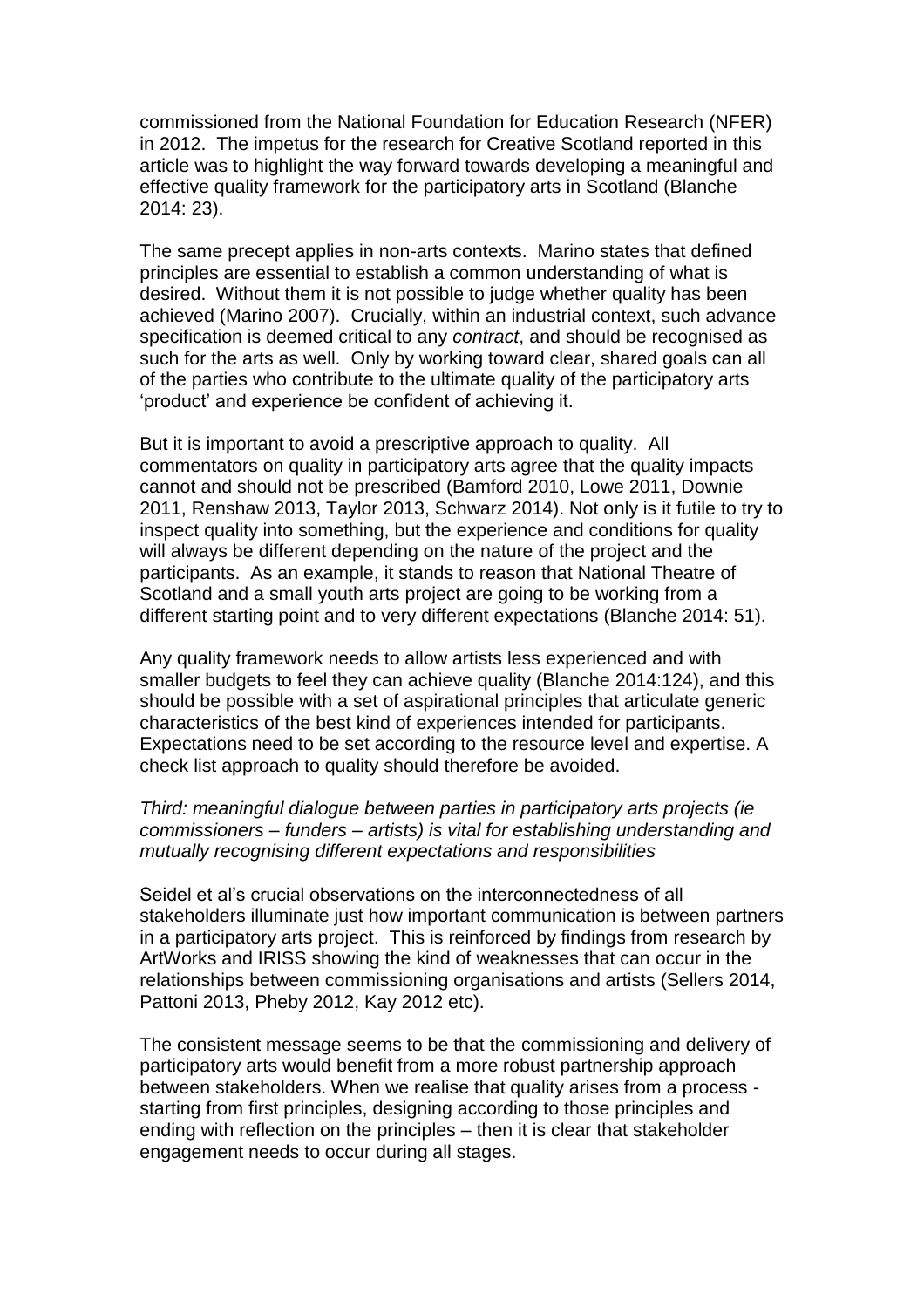commissioned from the National Foundation for Education Research (NFER) in 2012. The impetus for the research for Creative Scotland reported in this article was to highlight the way forward towards developing a meaningful and effective quality framework for the participatory arts in Scotland (Blanche 2014: 23).

The same precept applies in non-arts contexts. Marino states that defined principles are essential to establish a common understanding of what is desired. Without them it is not possible to judge whether quality has been achieved (Marino 2007). Crucially, within an industrial context, such advance specification is deemed critical to any *contract*, and should be recognised as such for the arts as well. Only by working toward clear, shared goals can all of the parties who contribute to the ultimate quality of the participatory arts 'product' and experience be confident of achieving it.

But it is important to avoid a prescriptive approach to quality. All commentators on quality in participatory arts agree that the quality impacts cannot and should not be prescribed (Bamford 2010, Lowe 2011, Downie 2011, Renshaw 2013, Taylor 2013, Schwarz 2014). Not only is it futile to try to inspect quality into something, but the experience and conditions for quality will always be different depending on the nature of the project and the participants. As an example, it stands to reason that National Theatre of Scotland and a small youth arts project are going to be working from a different starting point and to very different expectations (Blanche 2014: 51).

Any quality framework needs to allow artists less experienced and with smaller budgets to feel they can achieve quality (Blanche 2014:124), and this should be possible with a set of aspirational principles that articulate generic characteristics of the best kind of experiences intended for participants. Expectations need to be set according to the resource level and expertise. A check list approach to quality should therefore be avoided.

*Third: meaningful dialogue between parties in participatory arts projects (ie commissioners – funders – artists) is vital for establishing understanding and mutually recognising different expectations and responsibilities*

Seidel et al's crucial observations on the interconnectedness of all stakeholders illuminate just how important communication is between partners in a participatory arts project. This is reinforced by findings from research by ArtWorks and IRISS showing the kind of weaknesses that can occur in the relationships between commissioning organisations and artists (Sellers 2014, Pattoni 2013, Pheby 2012, Kay 2012 etc).

The consistent message seems to be that the commissioning and delivery of participatory arts would benefit from a more robust partnership approach between stakeholders. When we realise that quality arises from a process - starting from first principles, designing according to those principles and ending with reflection on the principles – then it is clear that stakeholder engagement needs to occur during all stages.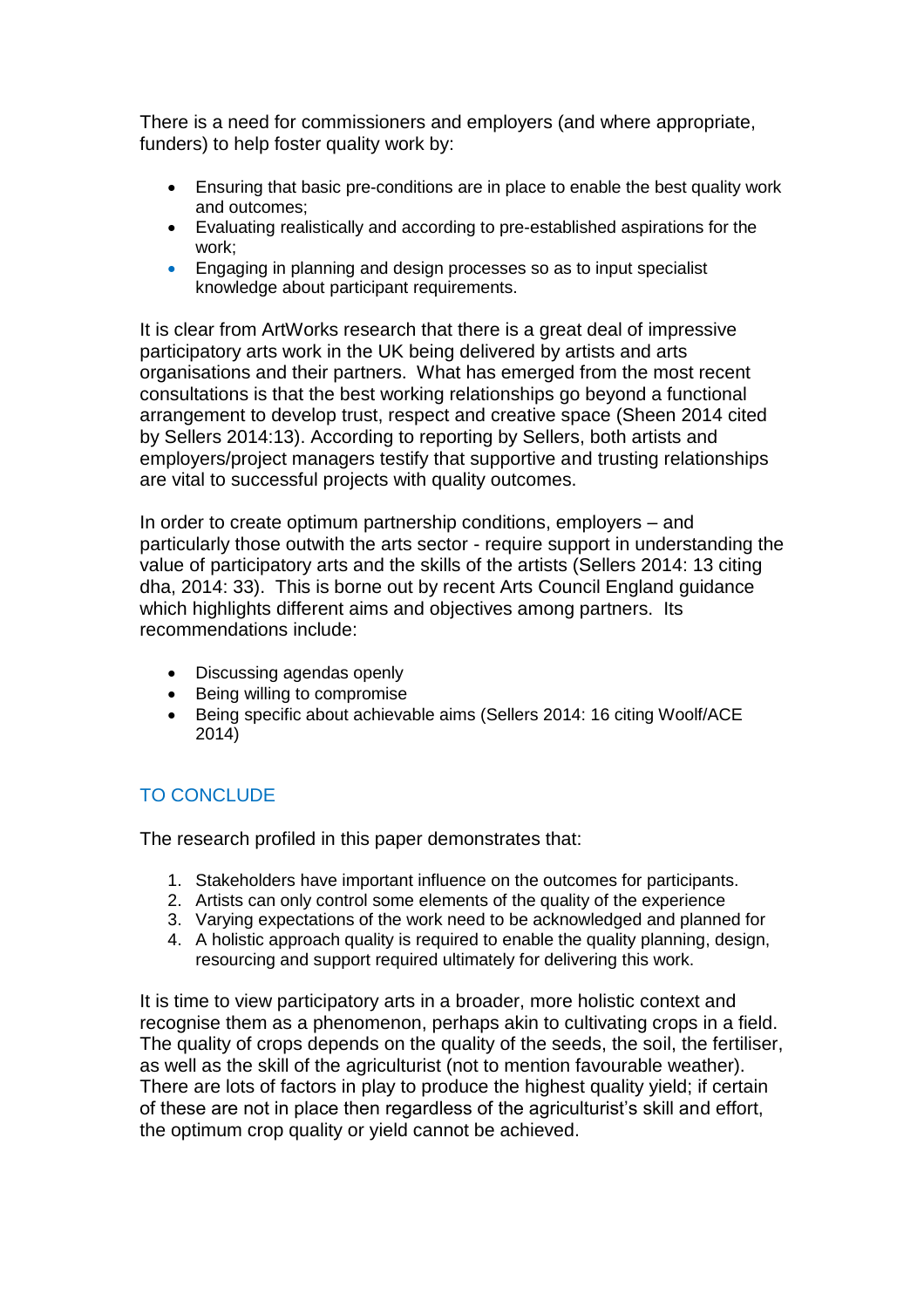There is a need for commissioners and employers (and where appropriate, funders) to help foster quality work by:

- Ensuring that basic pre-conditions are in place to enable the best quality work and outcomes;
- Evaluating realistically and according to pre-established aspirations for the work;
- Engaging in planning and design processes so as to input specialist knowledge about participant requirements.

It is clear from ArtWorks research that there is a great deal of impressive participatory arts work in the UK being delivered by artists and arts organisations and their partners. What has emerged from the most recent consultations is that the best working relationships go beyond a functional arrangement to develop trust, respect and creative space (Sheen 2014 cited by Sellers 2014:13). According to reporting by Sellers, both artists and employers/project managers testify that supportive and trusting relationships are vital to successful projects with quality outcomes.

In order to create optimum partnership conditions, employers – and particularly those outwith the arts sector - require support in understanding the value of participatory arts and the skills of the artists (Sellers 2014: 13 citing dha, 2014: 33). This is borne out by recent Arts Council England guidance which highlights different aims and objectives among partners. Its recommendations include:

- Discussing agendas openly
- Being willing to compromise
- Being specific about achievable aims (Sellers 2014: 16 citing Woolf/ACE 2014)

## TO CONCLUDE

The research profiled in this paper demonstrates that:

1. Stakeholders have important influence on the outcomes for participants.
2. Artists can only control some elements of the quality of the experience
3. Varying expectations of the work need to be acknowledged and planned for
4. A holistic approach quality is required to enable the quality planning, design, resourcing and support required ultimately for delivering this work.

It is time to view participatory arts in a broader, more holistic context and recognise them as a phenomenon, perhaps akin to cultivating crops in a field. The quality of crops depends on the quality of the seeds, the soil, the fertiliser, as well as the skill of the agriculturist (not to mention favourable weather). There are lots of factors in play to produce the highest quality yield; if certain of these are not in place then regardless of the agriculturist's skill and effort, the optimum crop quality or yield cannot be achieved.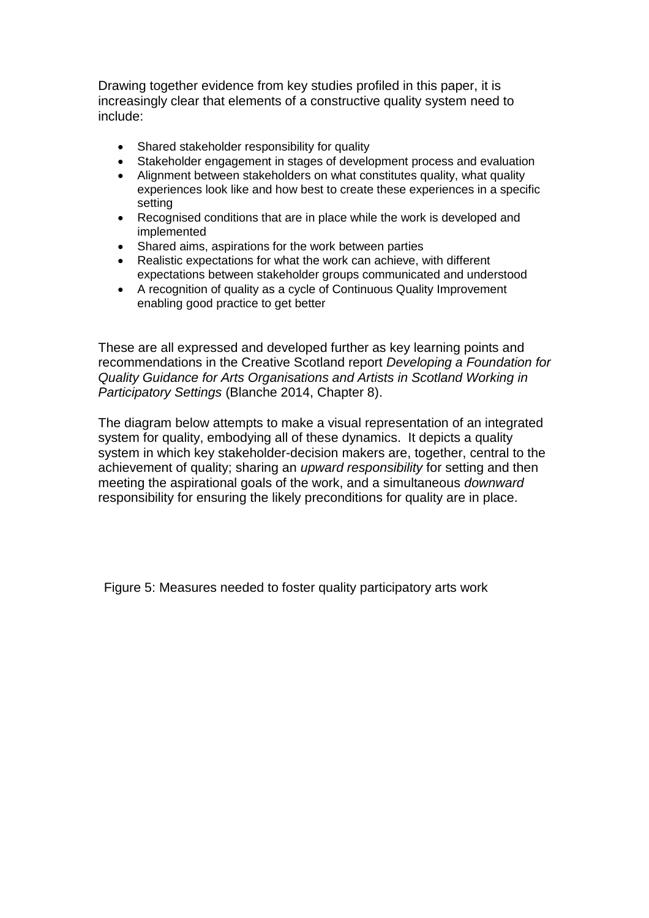Drawing together evidence from key studies profiled in this paper, it is increasingly clear that elements of a constructive quality system need to include:

- Shared stakeholder responsibility for quality
- Stakeholder engagement in stages of development process and evaluation
- Alignment between stakeholders on what constitutes quality, what quality experiences look like and how best to create these experiences in a specific setting
- Recognised conditions that are in place while the work is developed and implemented
- Shared aims, aspirations for the work between parties
- Realistic expectations for what the work can achieve, with different expectations between stakeholder groups communicated and understood
- A recognition of quality as a cycle of Continuous Quality Improvement enabling good practice to get better

These are all expressed and developed further as key learning points and recommendations in the Creative Scotland report *Developing a Foundation for Quality Guidance for Arts Organisations and Artists in Scotland Working in Participatory Settings* (Blanche 2014, Chapter 8).

The diagram below attempts to make a visual representation of an integrated system for quality, embodying all of these dynamics. It depicts a quality system in which key stakeholder-decision makers are, together, central to the achievement of quality; sharing an *upward responsibility* for setting and then meeting the aspirational goals of the work, and a simultaneous *downward* responsibility for ensuring the likely preconditions for quality are in place.

Figure 5: Measures needed to foster quality participatory arts work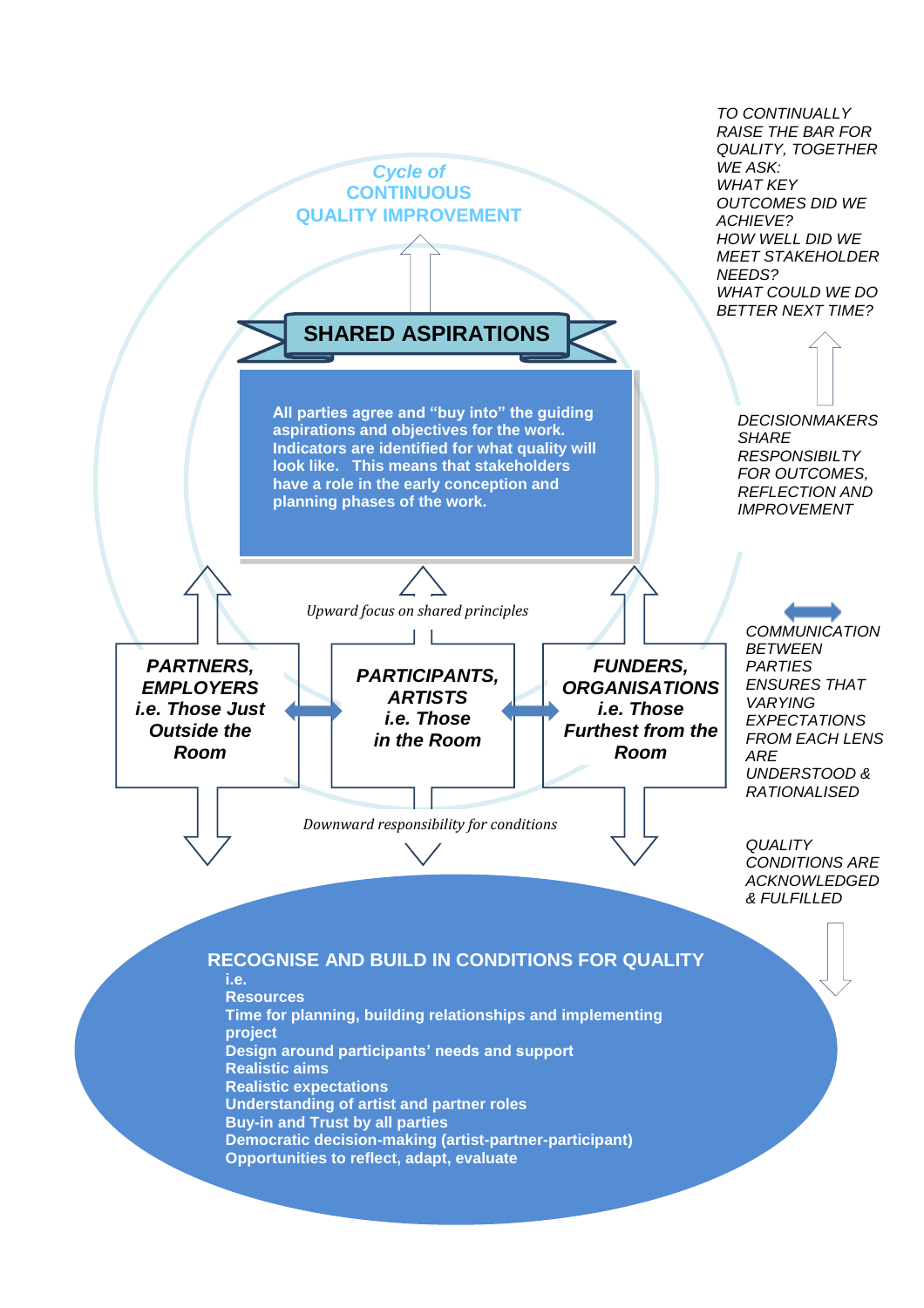*Cycle of*
**CONTINUOUS QUALITY IMPROVEMENT**

**SHARED ASPIRATIONS**

**All parties agree and "buy into" the guiding aspirations and objectives for the work. Indicators are identified for what quality will look like. This means that stakeholders have a role in the early conception and planning phases of the work.**

*Upward focus on shared principles*

***PARTNERS, EMPLOYERS i.e. Those Just Outside the Room***

***PARTICIPANTS, ARTISTS i.e. Those in the Room***

***FUNDERS, ORGANISATIONS i.e. Those Furthest from the Room***

*Downward responsibility for conditions*

**RECOGNISE AND BUILD IN CONDITIONS FOR QUALITY**

**i.e.**

- **Resources**
- **Time for planning, building relationships and implementing project**
- **Design around participants' needs and support**
- **Realistic aims**
- **Realistic expectations**
- **Understanding of artist and partner roles**
- **Buy-in and Trust by all parties**
- **Democratic decision-making (artist-partner-participant)**
- **Opportunities to reflect, adapt, evaluate**

*TO CONTINUALLY RAISE THE BAR FOR QUALITY, TOGETHER WE ASK:*
*WHAT KEY OUTCOMES DID WE ACHIEVE?*
*HOW WELL DID WE MEET STAKEHOLDER NEEDS?*
*WHAT COULD WE DO BETTER NEXT TIME?*

*DECISIONMAKERS SHARE RESPONSIBILTY FOR OUTCOMES, REFLECTION AND IMPROVEMENT*

*COMMUNICATION BETWEEN PARTIES ENSURES THAT VARYING EXPECTATIONS FROM EACH LENS ARE UNDERSTOOD & RATIONALISED*

*QUALITY CONDITIONS ARE ACKNOWLEDGED & FULFILLED*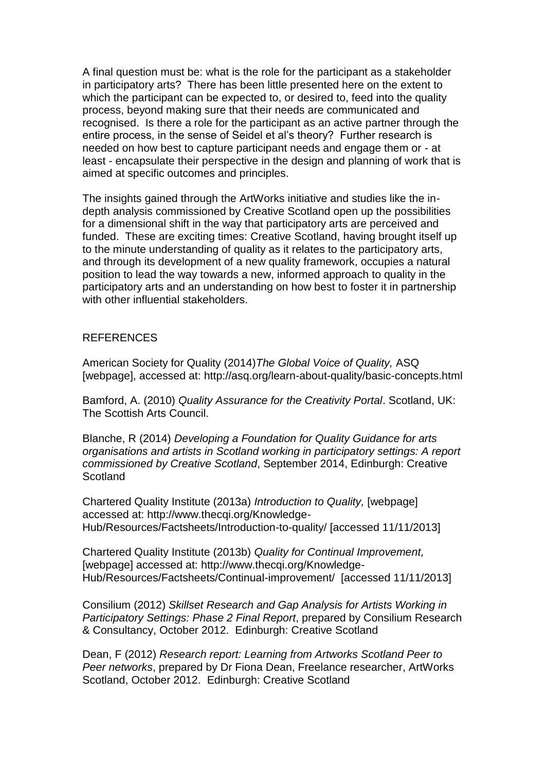A final question must be: what is the role for the participant as a stakeholder in participatory arts? There has been little presented here on the extent to which the participant can be expected to, or desired to, feed into the quality process, beyond making sure that their needs are communicated and recognised. Is there a role for the participant as an active partner through the entire process, in the sense of Seidel et al's theory? Further research is needed on how best to capture participant needs and engage them or - at least - encapsulate their perspective in the design and planning of work that is aimed at specific outcomes and principles.

The insights gained through the ArtWorks initiative and studies like the in-depth analysis commissioned by Creative Scotland open up the possibilities for a dimensional shift in the way that participatory arts are perceived and funded. These are exciting times: Creative Scotland, having brought itself up to the minute understanding of quality as it relates to the participatory arts, and through its development of a new quality framework, occupies a natural position to lead the way towards a new, informed approach to quality in the participatory arts and an understanding on how best to foster it in partnership with other influential stakeholders.

## REFERENCES

American Society for Quality (2014)*The Global Voice of Quality,* ASQ [webpage], accessed at: http://asq.org/learn-about-quality/basic-concepts.html

Bamford, A. (2010) *Quality Assurance for the Creativity Portal*. Scotland, UK: The Scottish Arts Council.

Blanche, R (2014) *Developing a Foundation for Quality Guidance for arts organisations and artists in Scotland working in participatory settings: A report commissioned by Creative Scotland*, September 2014, Edinburgh: Creative Scotland

Chartered Quality Institute (2013a) *Introduction to Quality,* [webpage] accessed at: http://www.thecqi.org/Knowledge-Hub/Resources/Factsheets/Introduction-to-quality/ [accessed 11/11/2013]

Chartered Quality Institute (2013b) *Quality for Continual Improvement,* [webpage] accessed at: http://www.thecqi.org/Knowledge-Hub/Resources/Factsheets/Continual-improvement/ [accessed 11/11/2013]

Consilium (2012) *Skillset Research and Gap Analysis for Artists Working in Participatory Settings: Phase 2 Final Report*, prepared by Consilium Research & Consultancy, October 2012. Edinburgh: Creative Scotland

Dean, F (2012) *Research report: Learning from Artworks Scotland Peer to Peer networks*, prepared by Dr Fiona Dean, Freelance researcher, ArtWorks Scotland, October 2012. Edinburgh: Creative Scotland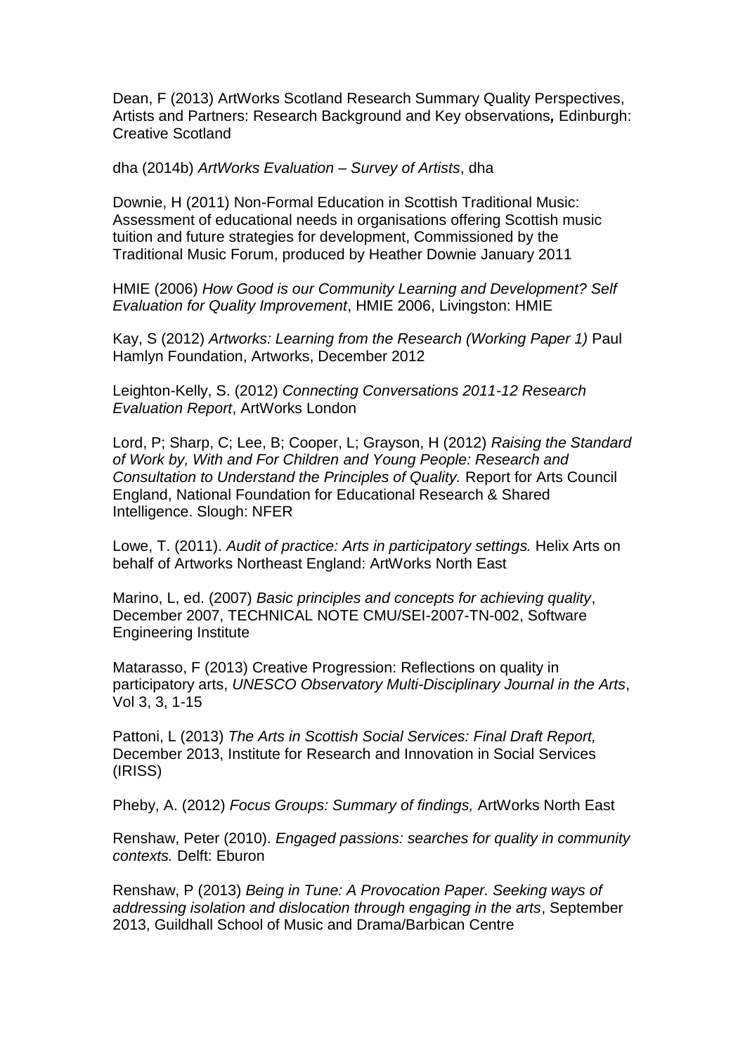Dean, F (2013) ArtWorks Scotland Research Summary Quality Perspectives, Artists and Partners: Research Background and Key observations**,** Edinburgh: Creative Scotland

dha (2014b) *ArtWorks Evaluation – Survey of Artists*, dha

Downie, H (2011) Non-Formal Education in Scottish Traditional Music: Assessment of educational needs in organisations offering Scottish music tuition and future strategies for development, Commissioned by the Traditional Music Forum, produced by Heather Downie January 2011

HMIE (2006) *How Good is our Community Learning and Development? Self Evaluation for Quality Improvement*, HMIE 2006, Livingston: HMIE

Kay, S (2012) *Artworks: Learning from the Research (Working Paper 1)* Paul Hamlyn Foundation, Artworks, December 2012

Leighton-Kelly, S. (2012) *Connecting Conversations 2011-12 Research Evaluation Report*, ArtWorks London

Lord, P; Sharp, C; Lee, B; Cooper, L; Grayson, H (2012) *Raising the Standard of Work by, With and For Children and Young People: Research and Consultation to Understand the Principles of Quality.* Report for Arts Council England, National Foundation for Educational Research & Shared Intelligence. Slough: NFER

Lowe, T. (2011). *Audit of practice: Arts in participatory settings.* Helix Arts on behalf of Artworks Northeast England: ArtWorks North East

Marino, L, ed. (2007) *Basic principles and concepts for achieving quality*, December 2007, TECHNICAL NOTE CMU/SEI-2007-TN-002, Software Engineering Institute

Matarasso, F (2013) Creative Progression: Reflections on quality in participatory arts, *UNESCO Observatory Multi-Disciplinary Journal in the Arts*, Vol 3, 3, 1-15

Pattoni, L (2013) *The Arts in Scottish Social Services: Final Draft Report,* December 2013, Institute for Research and Innovation in Social Services (IRISS)

Pheby, A. (2012) *Focus Groups: Summary of findings,* ArtWorks North East

Renshaw, Peter (2010). *Engaged passions: searches for quality in community contexts.* Delft: Eburon

Renshaw, P (2013) *Being in Tune: A Provocation Paper. Seeking ways of addressing isolation and dislocation through engaging in the arts*, September 2013, Guildhall School of Music and Drama/Barbican Centre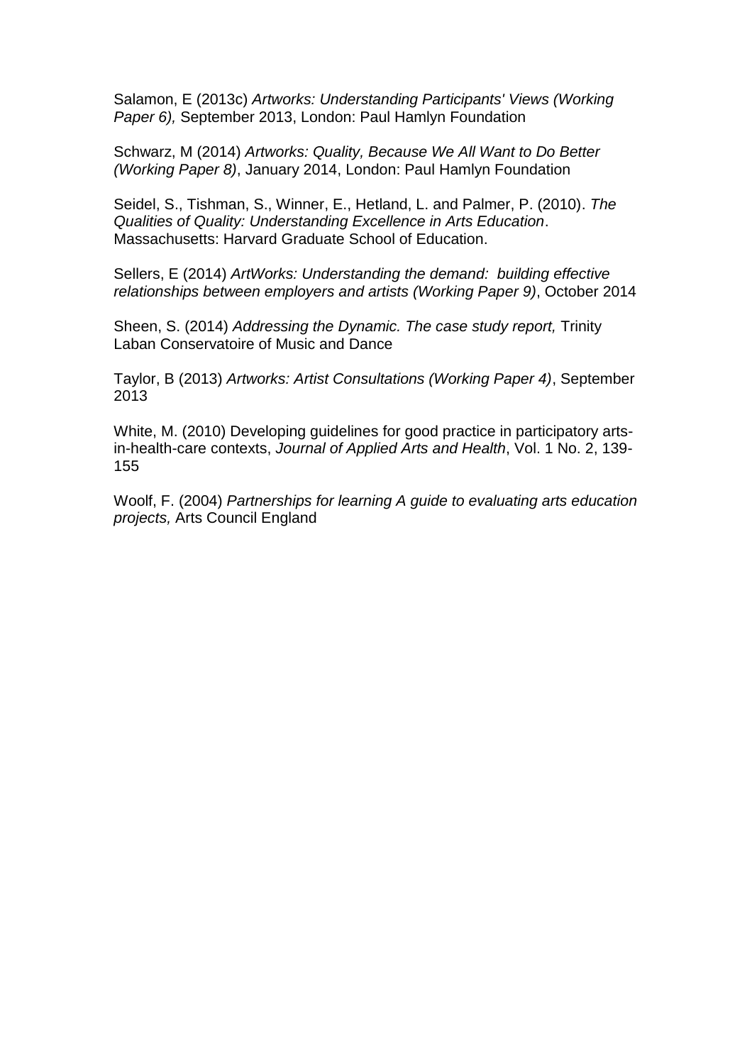Salamon, E (2013c) *Artworks: Understanding Participants' Views (Working Paper 6),* September 2013, London: Paul Hamlyn Foundation

Schwarz, M (2014) *Artworks: Quality, Because We All Want to Do Better (Working Paper 8)*, January 2014, London: Paul Hamlyn Foundation

Seidel, S., Tishman, S., Winner, E., Hetland, L. and Palmer, P. (2010). *The Qualities of Quality: Understanding Excellence in Arts Education*. Massachusetts: Harvard Graduate School of Education.

Sellers, E (2014) *ArtWorks: Understanding the demand: building effective relationships between employers and artists (Working Paper 9)*, October 2014

Sheen, S. (2014) *Addressing the Dynamic. The case study report,* Trinity Laban Conservatoire of Music and Dance

Taylor, B (2013) *Artworks: Artist Consultations (Working Paper 4)*, September 2013

White, M. (2010) Developing guidelines for good practice in participatory arts-in-health-care contexts, *Journal of Applied Arts and Health*, Vol. 1 No. 2, 139-155

Woolf, F. (2004) *Partnerships for learning A guide to evaluating arts education projects,* Arts Council England